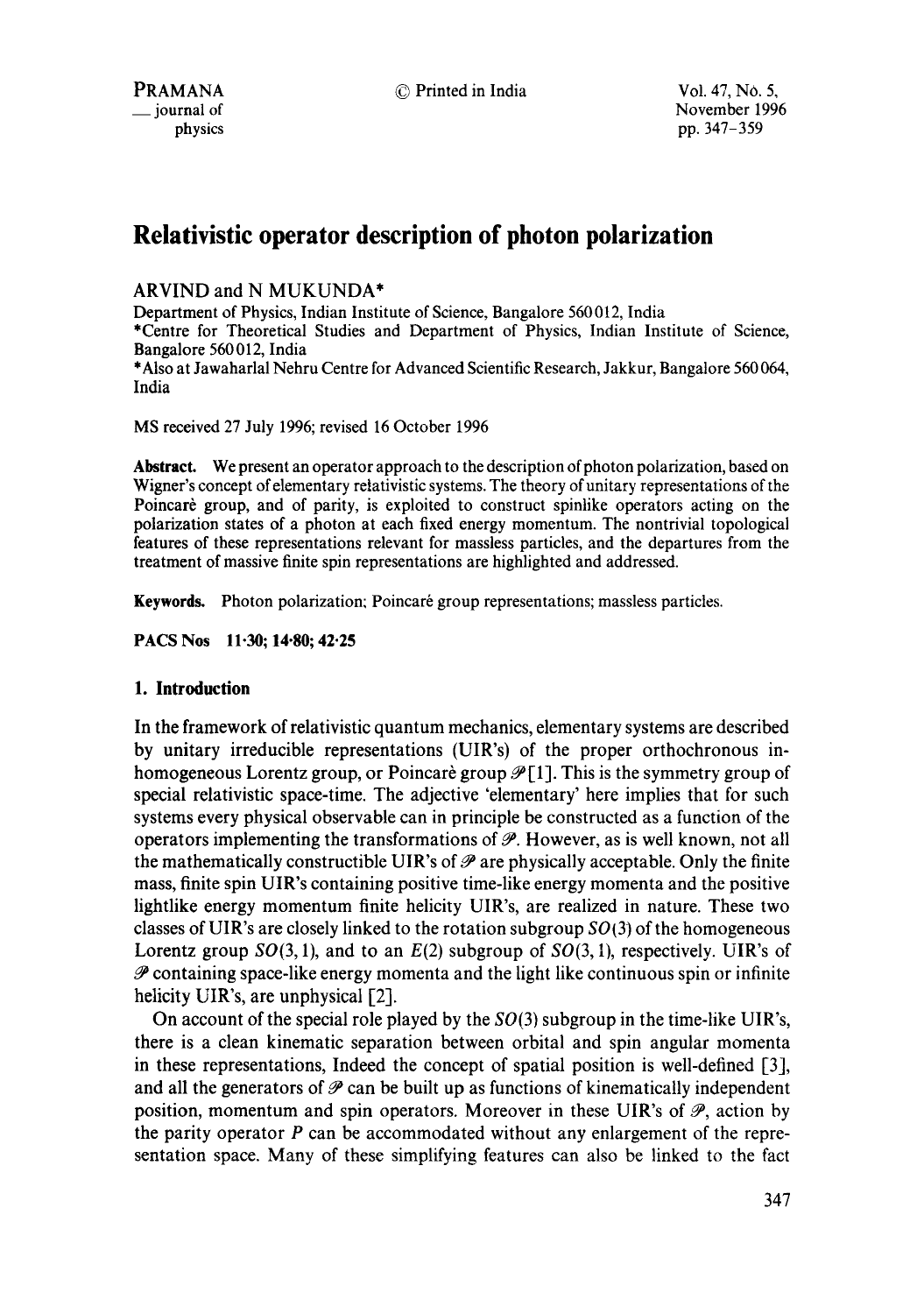# Relativistic operator description of photon polarization

ARVIND and N MUKUNDA*

Department of Physics, Indian Institute of Science, Bangalore 560 012, India

*Centre for Theoretical Studies and Department of Physics, Indian Institute of Science, Bangalore 560 012, India

*Also at Jawaharlal Nehru Centre for Advanced Scientific Research, Jakkur, Bangalore 560 064, India

MS received 27 July 1996; revised 16 October 1996

**Abstract.** We present an operator approach to the description of photon polarization, based on Wigner's concept of elementary relativistic systems. The theory of unitary representations of the Poincarè group, and of parity, is exploited to construct spinlike operators acting on the polarization states of a photon at each fixed energy momentum. The nontrivial topological features of these representations relevant for massless particles, and the departures from the treatment of massive finite spin representations are highlighted and addressed.

**Keywords.** Photon polarization; Poincarè group representations; massless particles.

**PACS Nos 11·30; 14·80; 42·25**

## 1. Introduction

In the framework of relativistic quantum mechanics, elementary systems are described by unitary irreducible representations (UIR's) of the proper orthochronous inhomogeneous Lorentz group, or Poincarè group $\mathscr{P}$ [1]. This is the symmetry group of special relativistic space-time. The adjective 'elementary' here implies that for such systems every physical observable can in principle be constructed as a function of the operators implementing the transformations of $\mathscr{P}$. However, as is well known, not all the mathematically constructible UIR's of $\mathscr{P}$ are physically acceptable. Only the finite mass, finite spin UIR's containing positive time-like energy momenta and the positive lightlike energy momentum finite helicity UIR's, are realized in nature. These two classes of UIR's are closely linked to the rotation subgroup $SO(3)$ of the homogeneous Lorentz group $SO(3,1)$, and to an $E(2)$ subgroup of $SO(3,1)$, respectively. UIR's of $\mathscr{P}$ containing space-like energy momenta and the light like continuous spin or infinite helicity UIR's, are unphysical [2].

On account of the special role played by the $SO(3)$ subgroup in the time-like UIR's, there is a clean kinematic separation between orbital and spin angular momenta in these representations, Indeed the concept of spatial position is well-defined [3], and all the generators of $\mathscr{P}$ can be built up as functions of kinematically independent position, momentum and spin operators. Moreover in these UIR's of $\mathscr{P}$, action by the parity operator $P$ can be accommodated without any enlargement of the representation space. Many of these simplifying features can also be linked to the fact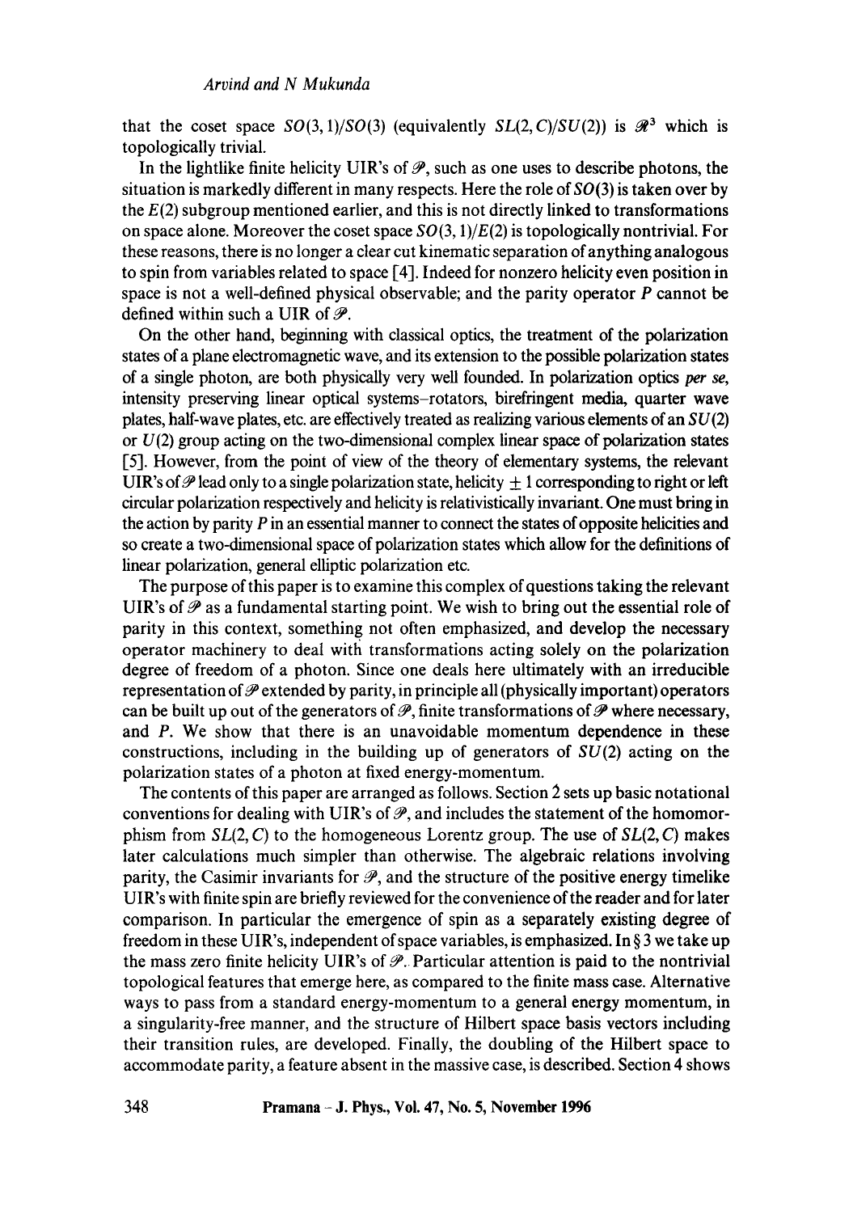that the coset space $SO(3,1)/SO(3)$ (equivalently $SL(2,C)/SU(2)$) is $\mathscr{R}^3$ which is topologically trivial.

In the lightlike finite helicity UIR's of $\mathscr{P}$, such as one uses to describe photons, the situation is markedly different in many respects. Here the role of $SO(3)$ is taken over by the $E(2)$ subgroup mentioned earlier, and this is not directly linked to transformations on space alone. Moreover the coset space $SO(3,1)/E(2)$ is topologically nontrivial. For these reasons, there is no longer a clear cut kinematic separation of anything analogous to spin from variables related to space [4]. Indeed for nonzero helicity even position in space is not a well-defined physical observable; and the parity operator $P$ cannot be defined within such a UIR of $\mathscr{P}$.

On the other hand, beginning with classical optics, the treatment of the polarization states of a plane electromagnetic wave, and its extension to the possible polarization states of a single photon, are both physically very well founded. In polarization optics *per se*, intensity preserving linear optical systems–rotators, birefringent media, quarter wave plates, half-wave plates, etc. are effectively treated as realizing various elements of an $SU(2)$ or $U(2)$ group acting on the two-dimensional complex linear space of polarization states [5]. However, from the point of view of the theory of elementary systems, the relevant UIR's of $\mathscr{P}$ lead only to a single polarization state, helicity $\pm 1$ corresponding to right or left circular polarization respectively and helicity is relativistically invariant. One must bring in the action by parity $P$ in an essential manner to connect the states of opposite helicities and so create a two-dimensional space of polarization states which allow for the definitions of linear polarization, general elliptic polarization etc.

The purpose of this paper is to examine this complex of questions taking the relevant UIR's of $\mathscr{P}$ as a fundamental starting point. We wish to bring out the essential role of parity in this context, something not often emphasized, and develop the necessary operator machinery to deal with transformations acting solely on the polarization degree of freedom of a photon. Since one deals here ultimately with an irreducible representation of $\mathscr{P}$ extended by parity, in principle all (physically important) operators can be built up out of the generators of $\mathscr{P}$, finite transformations of $\mathscr{P}$ where necessary, and $P$. We show that there is an unavoidable momentum dependence in these constructions, including in the building up of generators of $SU(2)$ acting on the polarization states of a photon at fixed energy-momentum.

The contents of this paper are arranged as follows. Section 2 sets up basic notational conventions for dealing with UIR's of $\mathscr{P}$, and includes the statement of the homomorphism from $SL(2,C)$ to the homogeneous Lorentz group. The use of $SL(2,C)$ makes later calculations much simpler than otherwise. The algebraic relations involving parity, the Casimir invariants for $\mathscr{P}$, and the structure of the positive energy timelike UIR's with finite spin are briefly reviewed for the convenience of the reader and for later comparison. In particular the emergence of spin as a separately existing degree of freedom in these UIR's, independent of space variables, is emphasized. In § 3 we take up the mass zero finite helicity UIR's of $\mathscr{P}$. Particular attention is paid to the nontrivial topological features that emerge here, as compared to the finite mass case. Alternative ways to pass from a standard energy-momentum to a general energy momentum, in a singularity-free manner, and the structure of Hilbert space basis vectors including their transition rules, are developed. Finally, the doubling of the Hilbert space to accommodate parity, a feature absent in the massive case, is described. Section 4 shows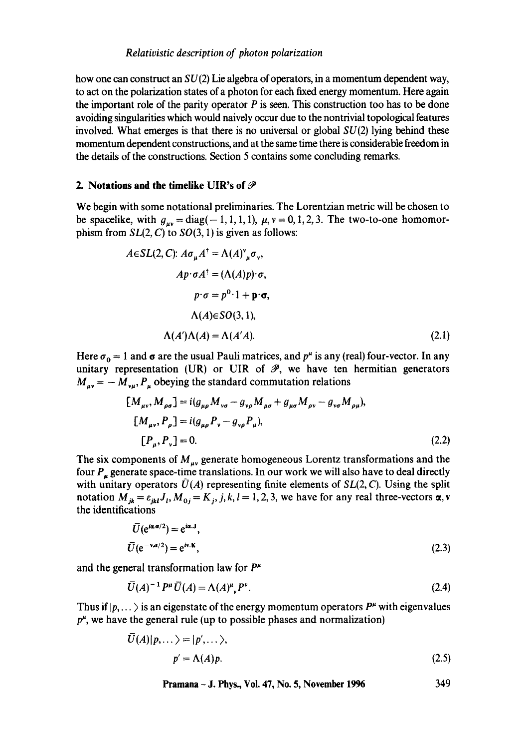how one can construct an $SU(2)$ Lie algebra of operators, in a momentum dependent way, to act on the polarization states of a photon for each fixed energy momentum. Here again the important role of the parity operator $P$ is seen. This construction too has to be done avoiding singularities which would naively occur due to the nontrivial topological features involved. What emerges is that there is no universal or global $SU(2)$ lying behind these momentum dependent constructions, and at the same time there is considerable freedom in the details of the constructions. Section 5 contains some concluding remarks.

## 2. Notations and the timelike UIR's of $\mathscr{P}$

We begin with some notational preliminaries. The Lorentzian metric will be chosen to be spacelike, with $g_{\mu\nu} = \mathrm{diag}(-1, 1, 1, 1)$, $\mu, \nu = 0, 1, 2, 3$. The two-to-one homomorphism from $SL(2, C)$ to $SO(3, 1)$ is given as follows:

$$
\begin{aligned}
A \in SL(2,C)\colon\ & A\sigma_\mu A^\dagger = \Lambda(A)^\nu{}_\mu \sigma_\nu, \\
& A p\cdot\sigma A^\dagger = (\Lambda(A)p)\cdot\sigma, \\
& p\cdot\sigma = p^0 \cdot 1 + \mathbf{p}\cdot\boldsymbol{\sigma}, \\
& \Lambda(A) \in SO(3,1), \\
& \Lambda(A')\Lambda(A) = \Lambda(A'A).
\end{aligned}
\tag{2.1}
$$

Here $\sigma_0 = 1$ and $\boldsymbol{\sigma}$ are the usual Pauli matrices, and $p^\mu$ is any (real) four-vector. In any unitary representation (UR) or UIR of $\mathscr{P}$, we have ten hermitian generators $M_{\mu\nu} = -M_{\nu\mu}, P_\mu$ obeying the standard commutation relations

$$
\begin{aligned}
[M_{\mu\nu}, M_{\rho\sigma}] &= i(g_{\mu\rho}M_{\nu\sigma} - g_{\nu\rho}M_{\mu\sigma} + g_{\mu\sigma}M_{\rho\nu} - g_{\nu\sigma}M_{\rho\mu}), \\
[M_{\mu\nu}, P_\rho] &= i(g_{\mu\rho}P_\nu - g_{\nu\rho}P_\mu), \\
[P_\mu, P_\nu] &= 0.
\end{aligned}
\tag{2.2}
$$

The six components of $M_{\mu\nu}$ generate homogeneous Lorentz transformations and the four $P_\mu$ generate space-time translations. In our work we will also have to deal directly with unitary operators $\bar{U}(A)$ representing finite elements of $SL(2, C)$. Using the split notation $M_{jk} = \varepsilon_{jkl}J_l, M_{0j} = K_j$, $j, k, l = 1, 2, 3$, we have for any real three-vectors $\boldsymbol{\alpha}, \mathbf{v}$ the identifications

$$
\begin{aligned}
\bar{U}(e^{i\boldsymbol{\alpha}\cdot\boldsymbol{\sigma}/2}) &= e^{i\boldsymbol{\alpha}\cdot\mathbf{J}}, \\
\bar{U}(e^{-\mathbf{v}\cdot\boldsymbol{\sigma}/2}) &= e^{i\mathbf{v}\cdot\mathbf{K}},
\end{aligned}
\tag{2.3}
$$

and the general transformation law for $P^\mu$

$$
\bar{U}(A)^{-1} P^\mu \bar{U}(A) = \Lambda(A)^\mu{}_\nu P^\nu.
\tag{2.4}
$$

Thus if $|p, \ldots\rangle$ is an eigenstate of the energy momentum operators $P^\mu$ with eigenvalues $p^\mu$, we have the general rule (up to possible phases and normalization)

$$
\begin{aligned}
\bar{U}(A)|p, \ldots\rangle &= |p', \ldots\rangle, \\
p' &= \Lambda(A)p.
\end{aligned}
\tag{2.5}
$$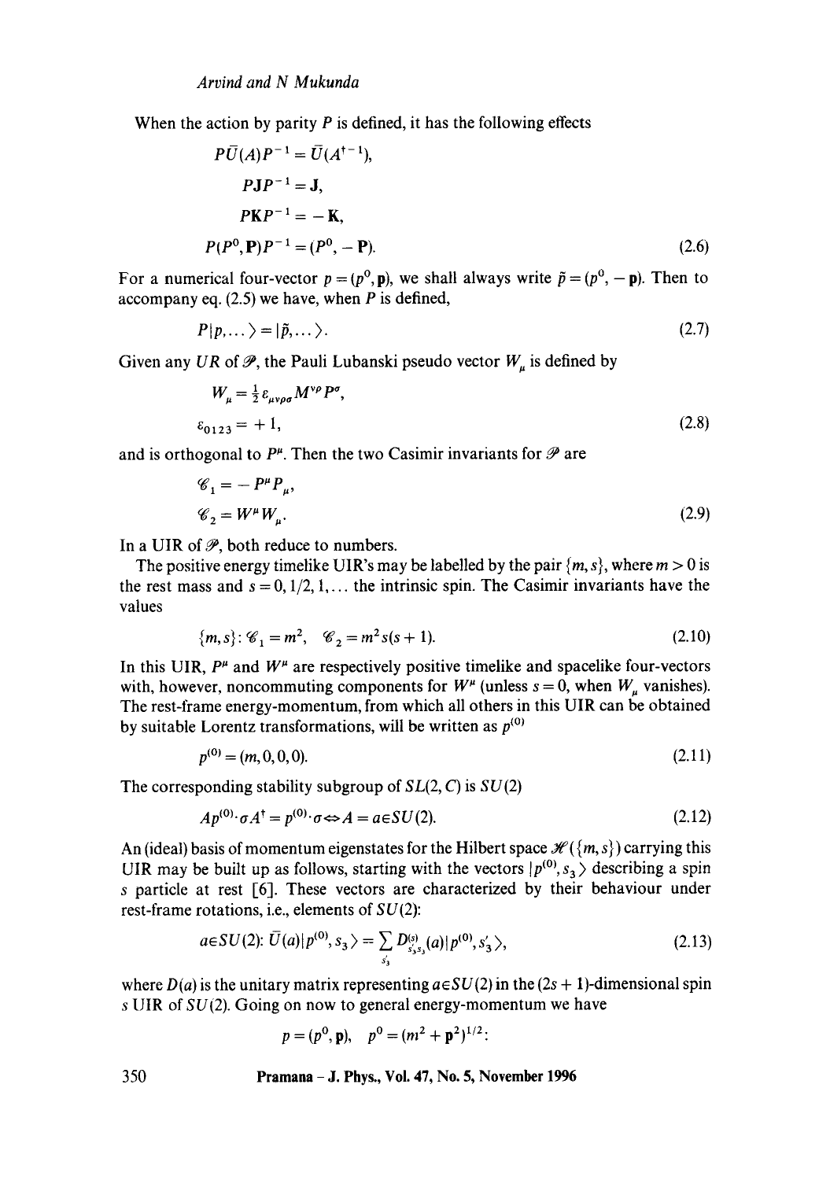When the action by parity $P$ is defined, it has the following effects

$$
\begin{aligned}
P\bar{U}(A)P^{-1} &= \bar{U}(A^{\dagger -1}), \\
P\mathbf{J}P^{-1} &= \mathbf{J}, \\
P\mathbf{K}P^{-1} &= -\mathbf{K}, \\
P(P^0, \mathbf{P})P^{-1} &= (P^0, -\mathbf{P}).
\end{aligned} \tag{2.6}
$$

For a numerical four-vector $p = (p^0, \mathbf{p})$, we shall always write $\tilde{p} = (p^0, -\mathbf{p})$. Then to accompany eq. (2.5) we have, when $P$ is defined,

$$
P|p, \ldots\rangle = |\tilde{p}, \ldots\rangle. \tag{2.7}
$$

Given any $UR$ of $\mathscr{P}$, the Pauli Lubanski pseudo vector $W_\mu$ is defined by

$$
\begin{aligned}
W_\mu &= \tfrac{1}{2}\varepsilon_{\mu\nu\rho\sigma}M^{\nu\rho}P^\sigma, \\
\varepsilon_{0123} &= +1,
\end{aligned} \tag{2.8}
$$

and is orthogonal to $P^\mu$. Then the two Casimir invariants for $\mathscr{P}$ are

$$
\begin{aligned}
\mathscr{C}_1 &= -P^\mu P_\mu, \\
\mathscr{C}_2 &= W^\mu W_\mu.
\end{aligned} \tag{2.9}
$$

In a UIR of $\mathscr{P}$, both reduce to numbers.

The positive energy timelike UIR's may be labelled by the pair $\{m, s\}$, where $m > 0$ is the rest mass and $s = 0, 1/2, 1, \ldots$ the intrinsic spin. The Casimir invariants have the values

$$
\{m, s\}: \mathscr{C}_1 = m^2, \quad \mathscr{C}_2 = m^2 s(s+1). \tag{2.10}
$$

In this UIR, $P^\mu$ and $W^\mu$ are respectively positive timelike and spacelike four-vectors with, however, noncommuting components for $W^\mu$ (unless $s = 0$, when $W_\mu$ vanishes). The rest-frame energy-momentum, from which all others in this UIR can be obtained by suitable Lorentz transformations, will be written as $p^{(0)}$

$$
p^{(0)} = (m, 0, 0, 0). \tag{2.11}
$$

The corresponding stability subgroup of $SL(2, C)$ is $SU(2)$

$$
Ap^{(0)}\cdot\sigma A^\dagger = p^{(0)}\cdot\sigma \Leftrightarrow A = a \in SU(2). \tag{2.12}
$$

An (ideal) basis of momentum eigenstates for the Hilbert space $\mathscr{H}(\{m, s\})$ carrying this UIR may be built up as follows, starting with the vectors $|p^{(0)}, s_3\rangle$ describing a spin $s$ particle at rest [6]. These vectors are characterized by their behaviour under rest-frame rotations, i.e., elements of $SU(2)$:

$$
a \in SU(2): \bar{U}(a)|p^{(0)}, s_3\rangle = \sum_{s_3'} D^{(s)}_{s_3' s_3}(a)|p^{(0)}, s_3'\rangle, \tag{2.13}
$$

where $D(a)$ is the unitary matrix representing $a \in SU(2)$ in the $(2s+1)$-dimensional spin $s$ UIR of $SU(2)$. Going on now to general energy-momentum we have

$$
p = (p^0, \mathbf{p}), \quad p^0 = (m^2 + \mathbf{p}^2)^{1/2}:
$$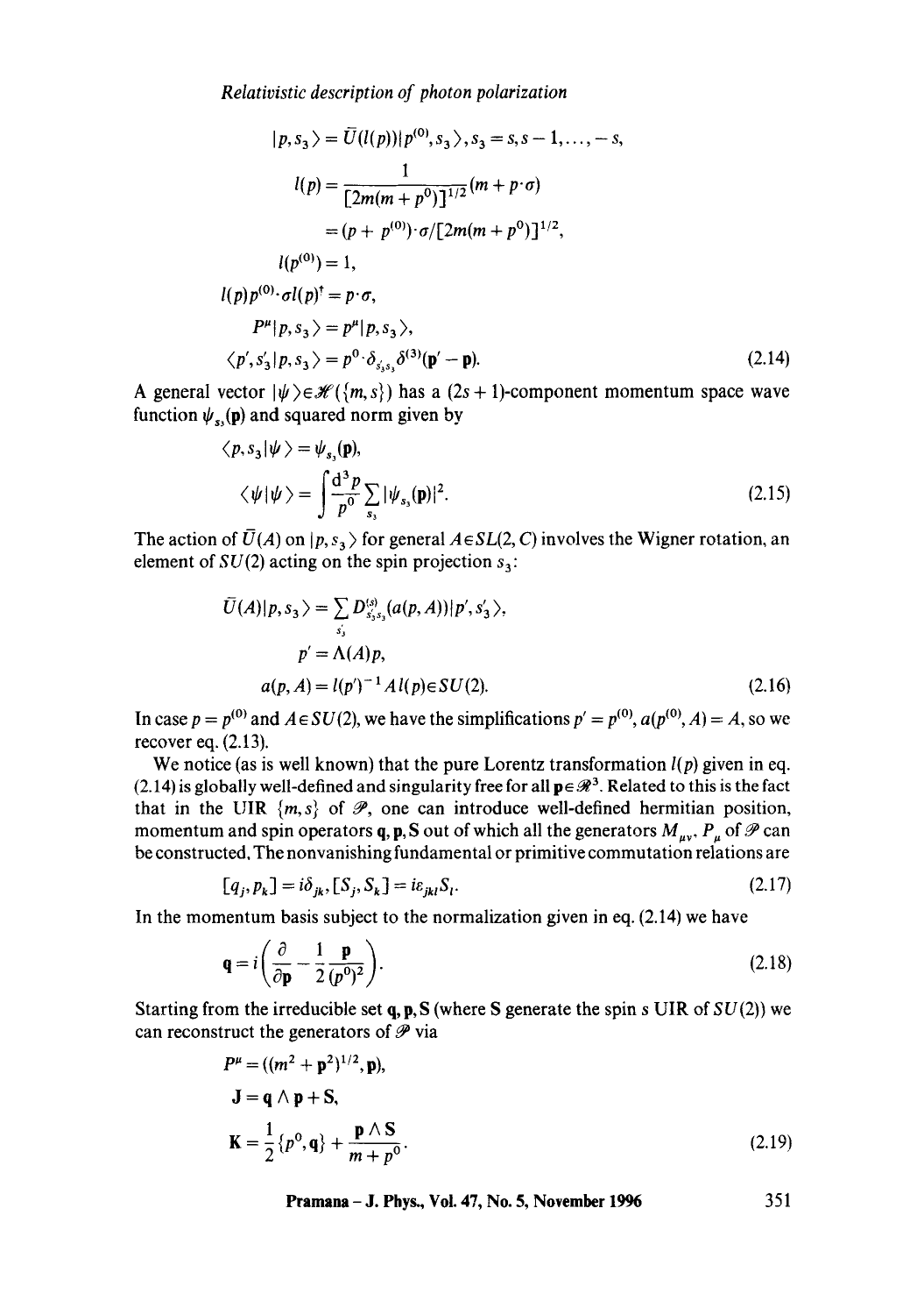$$
\begin{aligned}
|p, s_3\rangle &= \bar{U}(l(p))|p^{(0)}, s_3\rangle, s_3 = s, s-1, \ldots, -s, \\
l(p) &= \frac{1}{[2m(m+p^0)]^{1/2}}(m + p\cdot\sigma) \\
&= (p + p^{(0)})\cdot\sigma/[2m(m+p^0)]^{1/2}, \\
l(p^{(0)}) &= 1, \\
l(p)p^{(0)}\cdot\sigma l(p)^\dagger &= p\cdot\sigma, \\
P^\mu|p, s_3\rangle &= p^\mu|p, s_3\rangle, \\
\langle p', s_3'|p, s_3\rangle &= p^0\cdot\delta_{s_3's_3}\delta^{(3)}(\mathbf{p}' - \mathbf{p}).
\end{aligned}
\tag{2.14}
$$

A general vector $|\psi\rangle \in \mathscr{H}(\{m, s\})$ has a $(2s+1)$-component momentum space wave function $\psi_{s_3}(\mathbf{p})$ and squared norm given by

$$
\begin{aligned}
\langle p, s_3|\psi\rangle &= \psi_{s_3}(\mathbf{p}), \\
\langle\psi|\psi\rangle &= \int\frac{\mathrm{d}^3p}{p^0}\sum_{s_3}|\psi_{s_3}(\mathbf{p})|^2.
\end{aligned}
\tag{2.15}
$$

The action of $\bar{U}(A)$ on $|p, s_3\rangle$ for general $A \in SL(2, C)$ involves the Wigner rotation, an element of $SU(2)$ acting on the spin projection $s_3$:

$$
\begin{aligned}
\bar{U}(A)|p, s_3\rangle &= \sum_{s_3'} D^{(s)}_{s_3's_3}(a(p, A))|p', s_3'\rangle, \\
p' &= \Lambda(A)p, \\
a(p, A) &= l(p')^{-1}A\,l(p) \in SU(2).
\end{aligned}
\tag{2.16}
$$

In case $p = p^{(0)}$ and $A \in SU(2)$, we have the simplifications $p' = p^{(0)}$, $a(p^{(0)}, A) = A$, so we recover eq. (2.13).

We notice (as is well known) that the pure Lorentz transformation $l(p)$ given in eq. (2.14) is globally well-defined and singularity free for all $\mathbf{p} \in \mathscr{R}^3$. Related to this is the fact that in the UIR $\{m, s\}$ of $\mathscr{P}$, one can introduce well-defined hermitian position, momentum and spin operators $\mathbf{q}, \mathbf{p}, \mathbf{S}$ out of which all the generators $M_{\mu\nu}$, $P_\mu$ of $\mathscr{P}$ can be constructed. The nonvanishing fundamental or primitive commutation relations are

$$
[q_j, p_k] = i\delta_{jk}, [S_j, S_k] = i\varepsilon_{jkl}S_l.
\tag{2.17}
$$

In the momentum basis subject to the normalization given in eq. (2.14) we have

$$
\mathbf{q} = i\left(\frac{\partial}{\partial\mathbf{p}} - \frac{1}{2}\frac{\mathbf{p}}{(p^0)^2}\right).
\tag{2.18}
$$

Starting from the irreducible set $\mathbf{q}, \mathbf{p}, \mathbf{S}$ (where $\mathbf{S}$ generate the spin s UIR of $SU(2)$) we can reconstruct the generators of $\mathscr{P}$ via

$$
\begin{aligned}
P^\mu &= ((m^2 + \mathbf{p}^2)^{1/2}, \mathbf{p}), \\
\mathbf{J} &= \mathbf{q}\wedge\mathbf{p} + \mathbf{S}, \\
\mathbf{K} &= \frac{1}{2}\{p^0, \mathbf{q}\} + \frac{\mathbf{p}\wedge\mathbf{S}}{m + p^0}.
\end{aligned}
\tag{2.19}
$$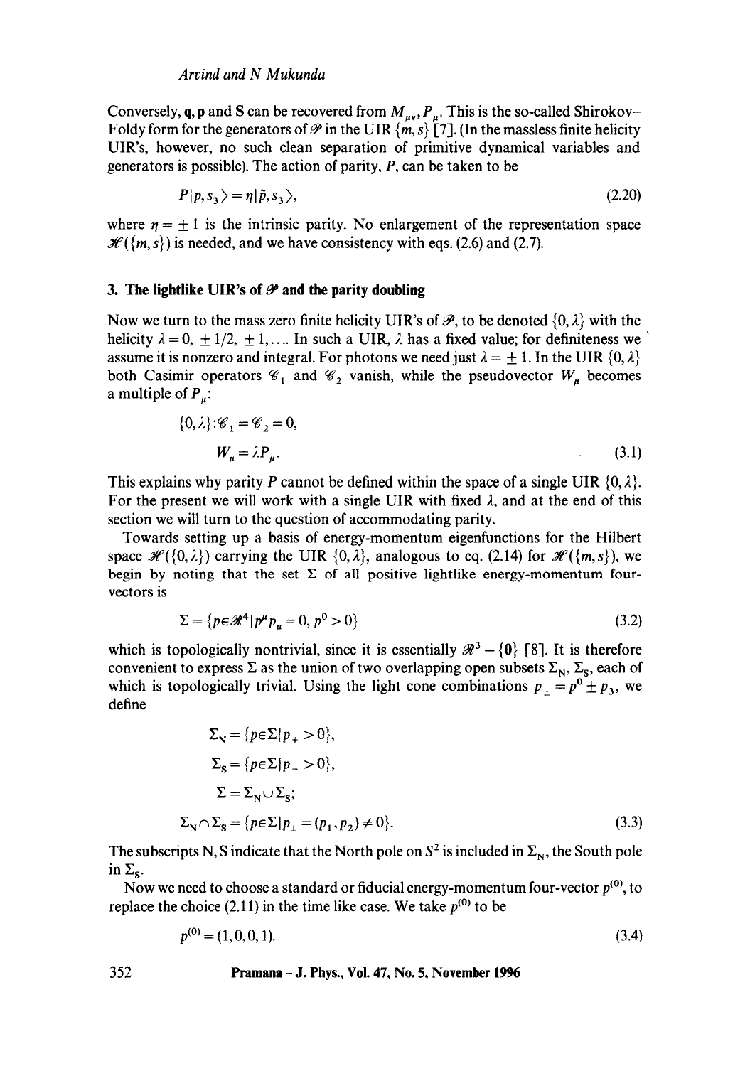Conversely, **q**, **p** and S can be recovered from $M_{\mu\nu}, P_\mu$. This is the so-called Shirokov–Foldy form for the generators of $\mathscr{P}$ in the UIR $\{m, s\}$ [7]. (In the massless finite helicity UIR's, however, no such clean separation of primitive dynamical variables and generators is possible). The action of parity, $P$, can be taken to be

$$P|p, s_3\rangle = \eta|\tilde{p}, s_3\rangle, \tag{2.20}$$

where $\eta = \pm 1$ is the intrinsic parity. No enlargement of the representation space $\mathscr{H}(\{m, s\})$ is needed, and we have consistency with eqs. (2.6) and (2.7).

### 3. The lightlike UIR's of $\mathscr{P}$ and the parity doubling

Now we turn to the mass zero finite helicity UIR's of $\mathscr{P}$, to be denoted $\{0, \lambda\}$ with the helicity $\lambda = 0, \pm 1/2, \pm 1, \ldots$. In such a UIR, $\lambda$ has a fixed value; for definiteness we assume it is nonzero and integral. For photons we need just $\lambda = \pm 1$. In the UIR $\{0, \lambda\}$ both Casimir operators $\mathscr{C}_1$ and $\mathscr{C}_2$ vanish, while the pseudovector $W_\mu$ becomes a multiple of $P_\mu$:

$$\begin{aligned} \{0, \lambda\}: \mathscr{C}_1 &= \mathscr{C}_2 = 0, \\ W_\mu &= \lambda P_\mu. \end{aligned} \tag{3.1}$$

This explains why parity $P$ cannot be defined within the space of a single UIR $\{0, \lambda\}$. For the present we will work with a single UIR with fixed $\lambda$, and at the end of this section we will turn to the question of accommodating parity.

Towards setting up a basis of energy-momentum eigenfunctions for the Hilbert space $\mathscr{H}(\{0, \lambda\})$ carrying the UIR $\{0, \lambda\}$, analogous to eq. (2.14) for $\mathscr{H}(\{m, s\})$, we begin by noting that the set $\Sigma$ of all positive lightlike energy-momentum four-vectors is

$$\Sigma = \{p \in \mathscr{R}^4 | p^\mu p_\mu = 0, p^0 > 0\} \tag{3.2}$$

which is topologically nontrivial, since it is essentially $\mathscr{R}^3 - \{\mathbf{0}\}$ [8]. It is therefore convenient to express $\Sigma$ as the union of two overlapping open subsets $\Sigma_N$, $\Sigma_S$, each of which is topologically trivial. Using the light cone combinations $p_\pm = p^0 \pm p_3$, we define

$$\begin{aligned} \Sigma_N &= \{p \in \Sigma | p_+ > 0\}, \\ \Sigma_S &= \{p \in \Sigma | p_- > 0\}, \\ \Sigma &= \Sigma_N \cup \Sigma_S; \\ \Sigma_N \cap \Sigma_S &= \{p \in \Sigma | p_\perp = (p_1, p_2) \neq 0\}. \end{aligned} \tag{3.3}$$

The subscripts N, S indicate that the North pole on $S^2$ is included in $\Sigma_N$, the South pole in $\Sigma_S$.

Now we need to choose a standard or fiducial energy-momentum four-vector $p^{(0)}$, to replace the choice (2.11) in the time like case. We take $p^{(0)}$ to be

$$p^{(0)} = (1, 0, 0, 1). \tag{3.4}$$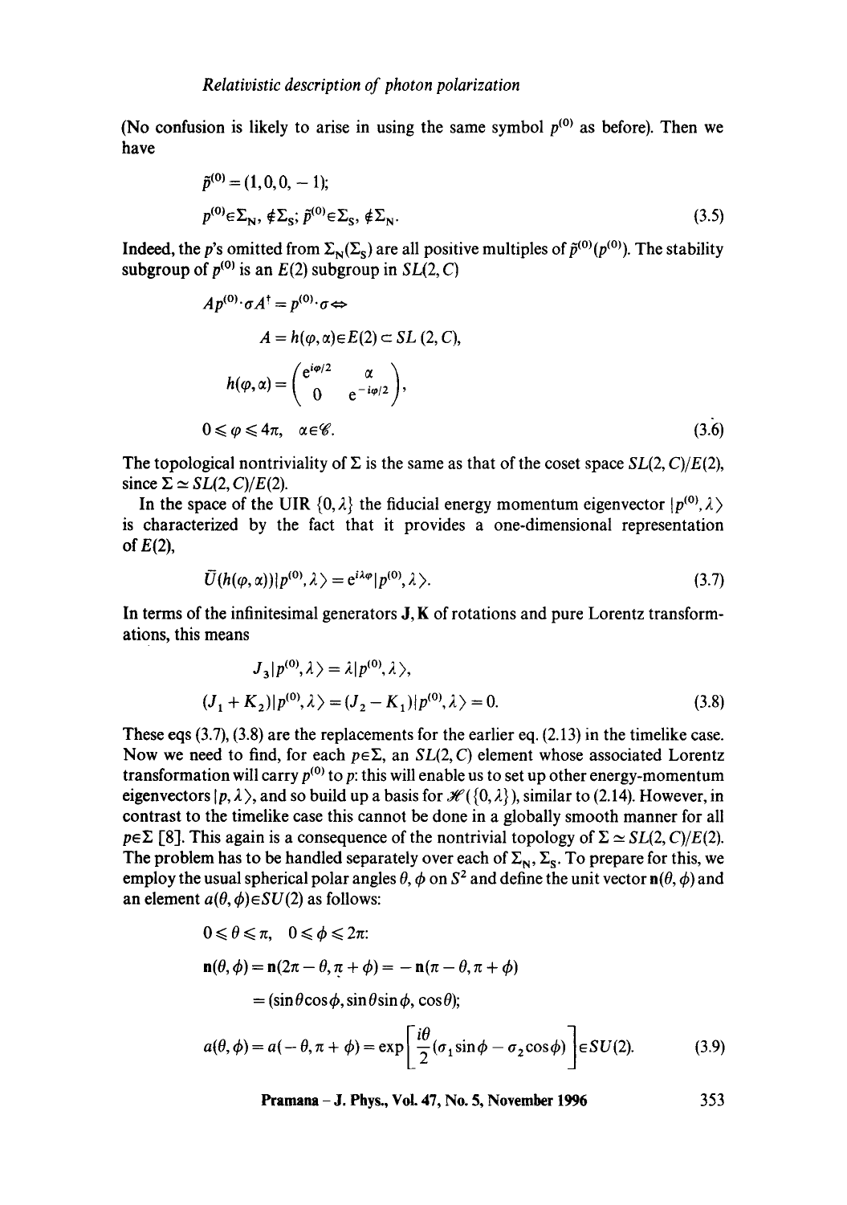(No confusion is likely to arise in using the same symbol $p^{(0)}$ as before). Then we have

$$\tilde{p}^{(0)} = (1, 0, 0, -1);$$
$$p^{(0)} \in \Sigma_N, \notin \Sigma_S; \; \tilde{p}^{(0)} \in \Sigma_S, \notin \Sigma_N. \tag{3.5}$$

Indeed, the $p$'s omitted from $\Sigma_N(\Sigma_S)$ are all positive multiples of $\tilde{p}^{(0)}(p^{(0)})$. The stability subgroup of $p^{(0)}$ is an $E(2)$ subgroup in $SL(2, C)$

$$A p^{(0)} \cdot \sigma A^{\dagger} = p^{(0)} \cdot \sigma \Leftrightarrow$$
$$A = h(\varphi, \alpha) \in E(2) \subset SL\,(2, C),$$
$$h(\varphi, \alpha) = \begin{pmatrix} e^{i\varphi/2} & \alpha \\ 0 & e^{-i\varphi/2} \end{pmatrix},$$
$$0 \leqslant \varphi \leqslant 4\pi, \quad \alpha \in \mathscr{C}. \tag{3.6}$$

The topological nontriviality of $\Sigma$ is the same as that of the coset space $SL(2, C)/E(2)$, since $\Sigma \simeq SL(2, C)/E(2)$.

In the space of the UIR $\{0, \lambda\}$ the fiducial energy momentum eigenvector $|p^{(0)}, \lambda\rangle$ is characterized by the fact that it provides a one-dimensional representation of $E(2)$,

$$\bar{U}(h(\varphi, \alpha))|p^{(0)}, \lambda\rangle = e^{i\lambda\varphi}|p^{(0)}, \lambda\rangle. \tag{3.7}$$

In terms of the infinitesimal generators $\mathbf{J}, \mathbf{K}$ of rotations and pure Lorentz transformations, this means

$$J_3|p^{(0)}, \lambda\rangle = \lambda|p^{(0)}, \lambda\rangle,$$
$$(J_1 + K_2)|p^{(0)}, \lambda\rangle = (J_2 - K_1)|p^{(0)}, \lambda\rangle = 0. \tag{3.8}$$

These eqs (3.7), (3.8) are the replacements for the earlier eq. (2.13) in the timelike case. Now we need to find, for each $p \in \Sigma$, an $SL(2, C)$ element whose associated Lorentz transformation will carry $p^{(0)}$ to $p$: this will enable us to set up other energy-momentum eigenvectors $|p, \lambda\rangle$, and so build up a basis for $\mathscr{H}(\{0, \lambda\})$, similar to (2.14). However, in contrast to the timelike case this cannot be done in a globally smooth manner for all $p \in \Sigma$ [8]. This again is a consequence of the nontrivial topology of $\Sigma \simeq SL(2, C)/E(2)$. The problem has to be handled separately over each of $\Sigma_N$, $\Sigma_S$. To prepare for this, we employ the usual spherical polar angles $\theta, \phi$ on $S^2$ and define the unit vector $\mathbf{n}(\theta, \phi)$ and an element $a(\theta, \phi) \in SU(2)$ as follows:

$$0 \leqslant \theta \leqslant \pi, \quad 0 \leqslant \phi \leqslant 2\pi:$$
$$\mathbf{n}(\theta, \phi) = \mathbf{n}(2\pi - \theta, \pi + \phi) = -\mathbf{n}(\pi - \theta, \pi + \phi)$$
$$= (\sin\theta\cos\phi, \sin\theta\sin\phi, \cos\theta);$$
$$a(\theta, \phi) = a(-\theta, \pi + \phi) = \exp\left[\frac{i\theta}{2}(\sigma_1 \sin\phi - \sigma_2 \cos\phi)\right] \in SU(2). \tag{3.9}$$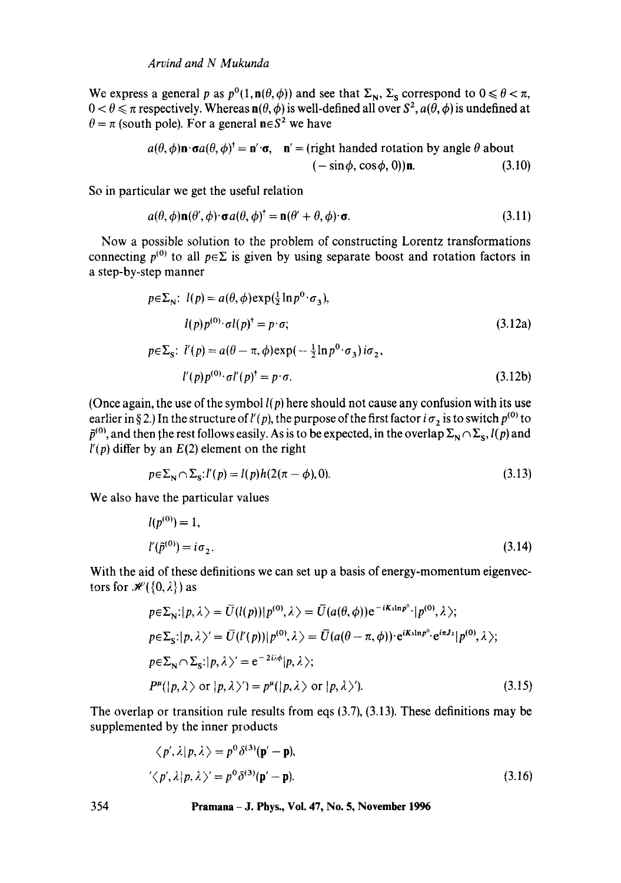We express a general $p$ as $p^0(1, \mathbf{n}(\theta, \phi))$ and see that $\Sigma_N$, $\Sigma_S$ correspond to $0 \leqslant \theta < \pi$, $0 < \theta \leqslant \pi$ respectively. Whereas $\mathbf{n}(\theta, \phi)$ is well-defined all over $S^2$, $a(\theta, \phi)$ is undefined at $\theta = \pi$ (south pole). For a general $\mathbf{n} \in S^2$ we have

$$a(\theta, \phi)\mathbf{n}\cdot\boldsymbol{\sigma}a(\theta, \phi)^\dagger = \mathbf{n}'\cdot\boldsymbol{\sigma}, \quad \mathbf{n}' = (\text{right handed rotation by angle } \theta \text{ about } (-\sin\phi, \cos\phi, 0))\mathbf{n}. \tag{3.10}$$

So in particular we get the useful relation

$$a(\theta, \phi)\mathbf{n}(\theta', \phi)\cdot\boldsymbol{\sigma}a(\theta, \phi)^\dagger = \mathbf{n}(\theta' + \theta, \phi)\cdot\boldsymbol{\sigma}. \tag{3.11}$$

Now a possible solution to the problem of constructing Lorentz transformations connecting $p^{(0)}$ to all $p \in \Sigma$ is given by using separate boost and rotation factors in a step-by-step manner

$$p \in \Sigma_N:\ l(p) = a(\theta, \phi)\exp(\tfrac{1}{2}\ln p^0\cdot\sigma_3),$$
$$l(p)p^{(0)}\cdot\sigma l(p)^\dagger = p\cdot\sigma; \tag{3.12a}$$
$$p \in \Sigma_S:\ l'(p) = a(\theta - \pi, \phi)\exp(-\tfrac{1}{2}\ln p^0\cdot\sigma_3)i\sigma_2,$$
$$l'(p)p^{(0)}\cdot\sigma l'(p)^\dagger = p\cdot\sigma. \tag{3.12b}$$

(Once again, the use of the symbol $l(p)$ here should not cause any confusion with its use earlier in § 2.) In the structure of $l'(p)$, the purpose of the first factor $i\sigma_2$ is to switch $p^{(0)}$ to $\tilde{p}^{(0)}$, and then the rest follows easily. As is to be expected, in the overlap $\Sigma_N \cap \Sigma_S$, $l(p)$ and $l'(p)$ differ by an $E(2)$ element on the right

$$p \in \Sigma_N \cap \Sigma_S: l'(p) = l(p)h(2(\pi - \phi), 0). \tag{3.13}$$

We also have the particular values

$$l(p^{(0)}) = 1,$$
$$l'(\tilde{p}^{(0)}) = i\sigma_2. \tag{3.14}$$

With the aid of these definitions we can set up a basis of energy-momentum eigenvectors for $\mathscr{H}(\{0, \lambda\})$ as

$$p \in \Sigma_N: |p, \lambda\rangle = \bar{U}(l(p))|p^{(0)}, \lambda\rangle = \bar{U}(a(\theta, \phi))e^{-iK_3\ln p^0}\cdot|p^{(0)}, \lambda\rangle;$$
$$p \in \Sigma_S: |p, \lambda\rangle' = \bar{U}(l'(p))|p^{(0)}, \lambda\rangle = \bar{U}(a(\theta - \pi, \phi))\cdot e^{iK_3\ln p^0}\cdot e^{i\pi J_2}|p^{(0)}, \lambda\rangle;$$
$$p \in \Sigma_N \cap \Sigma_S: |p, \lambda\rangle' = e^{-2i\lambda\phi}|p, \lambda\rangle;$$
$$P^\mu(|p, \lambda\rangle \text{ or } |p, \lambda\rangle') = p^\mu(|p, \lambda\rangle \text{ or } |p, \lambda\rangle'). \tag{3.15}$$

The overlap or transition rule results from eqs (3.7), (3.13). These definitions may be supplemented by the inner products

$$\langle p', \lambda|p, \lambda\rangle = p^0\delta^{(3)}(\mathbf{p}' - \mathbf{p}),$$
$$'\langle p', \lambda|p, \lambda\rangle' = p^0\delta^{(3)}(\mathbf{p}' - \mathbf{p}). \tag{3.16}$$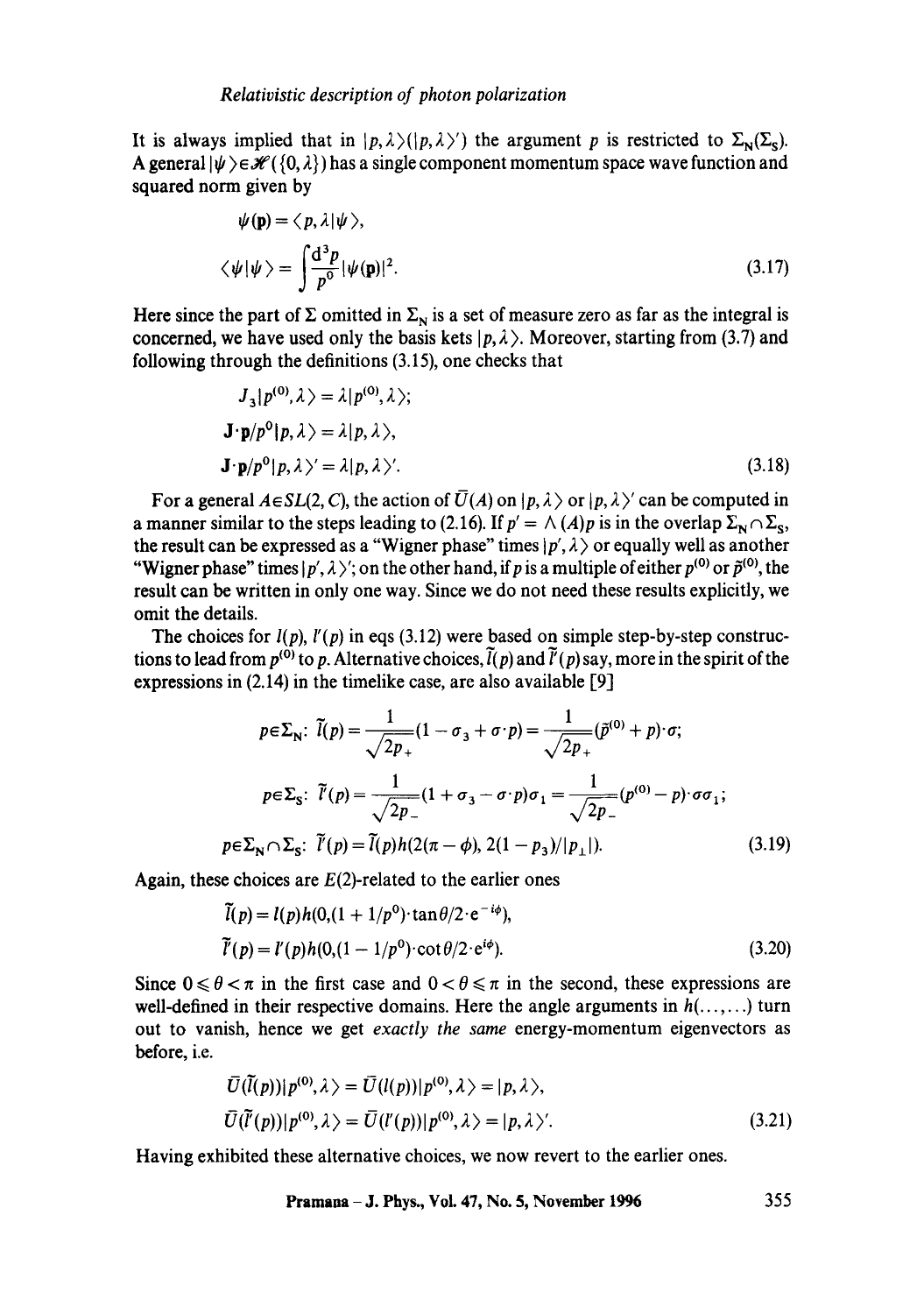It is always implied that in $|p,\lambda\rangle(|p,\lambda\rangle')$ the argument $p$ is restricted to $\Sigma_N(\Sigma_S)$. A general $|\psi\rangle\in\mathscr{H}(\{0,\lambda\})$ has a single component momentum space wave function and squared norm given by

$$\psi(\mathbf{p}) = \langle p,\lambda|\psi\rangle,$$
$$\langle\psi|\psi\rangle = \int\frac{d^3p}{p^0}|\psi(\mathbf{p})|^2. \tag{3.17}$$

Here since the part of $\Sigma$ omitted in $\Sigma_N$ is a set of measure zero as far as the integral is concerned, we have used only the basis kets $|p,\lambda\rangle$. Moreover, starting from (3.7) and following through the definitions (3.15), one checks that

$$J_3|p^{(0)},\lambda\rangle = \lambda|p^{(0)},\lambda\rangle;$$
$$\mathbf{J}\cdot\mathbf{p}/p^0|p,\lambda\rangle = \lambda|p,\lambda\rangle,$$
$$\mathbf{J}\cdot\mathbf{p}/p^0|p,\lambda\rangle' = \lambda|p,\lambda\rangle'. \tag{3.18}$$

For a general $A\in SL(2,C)$, the action of $\bar{U}(A)$ on $|p,\lambda\rangle$ or $|p,\lambda\rangle'$ can be computed in a manner similar to the steps leading to (2.16). If $p' = \Lambda(A)p$ is in the overlap $\Sigma_N\cap\Sigma_S$, the result can be expressed as a "Wigner phase" times $|p',\lambda\rangle$ or equally well as another "Wigner phase" times $|p',\lambda\rangle'$; on the other hand, if $p$ is a multiple of either $p^{(0)}$ or $\tilde{p}^{(0)}$, the result can be written in only one way. Since we do not need these results explicitly, we omit the details.

The choices for $l(p)$, $l'(p)$ in eqs (3.12) were based on simple step-by-step constructions to lead from $p^{(0)}$ to $p$. Alternative choices, $\tilde{l}(p)$ and $\tilde{l}'(p)$ say, more in the spirit of the expressions in (2.14) in the timelike case, are also available [9]

$$p\in\Sigma_N:\ \tilde{l}(p) = \frac{1}{\sqrt{2p_+}}(1-\sigma_3+\sigma\cdot p) = \frac{1}{\sqrt{2p_+}}(\tilde{p}^{(0)}+p)\cdot\sigma;$$
$$p\in\Sigma_S:\ \tilde{l}'(p) = \frac{1}{\sqrt{2p_-}}(1+\sigma_3-\sigma\cdot p)\sigma_1 = \frac{1}{\sqrt{2p_-}}(p^{(0)}-p)\cdot\sigma\sigma_1;$$
$$p\in\Sigma_N\cap\Sigma_S:\ \tilde{l}'(p) = \tilde{l}(p)h(2(\pi-\phi),\,2(1-p_3)/|p_\perp|). \tag{3.19}$$

Again, these choices are $E(2)$-related to the earlier ones

$$\tilde{l}(p) = l(p)h(0,(1+1/p^0)\cdot\tan\theta/2\cdot e^{-i\phi}),$$
$$\tilde{l}'(p) = l'(p)h(0,(1-1/p^0)\cdot\cot\theta/2\cdot e^{i\phi}). \tag{3.20}$$

Since $0\leqslant\theta<\pi$ in the first case and $0<\theta\leqslant\pi$ in the second, these expressions are well-defined in their respective domains. Here the angle arguments in $h(\ldots,\ldots)$ turn out to vanish, hence we get *exactly the same* energy-momentum eigenvectors as before, i.e.

$$\bar{U}(\tilde{l}(p))|p^{(0)},\lambda\rangle = \bar{U}(l(p))|p^{(0)},\lambda\rangle = |p,\lambda\rangle,$$
$$\bar{U}(\tilde{l}'(p))|p^{(0)},\lambda\rangle = \bar{U}(l'(p))|p^{(0)},\lambda\rangle = |p,\lambda\rangle'. \tag{3.21}$$

Having exhibited these alternative choices, we now revert to the earlier ones.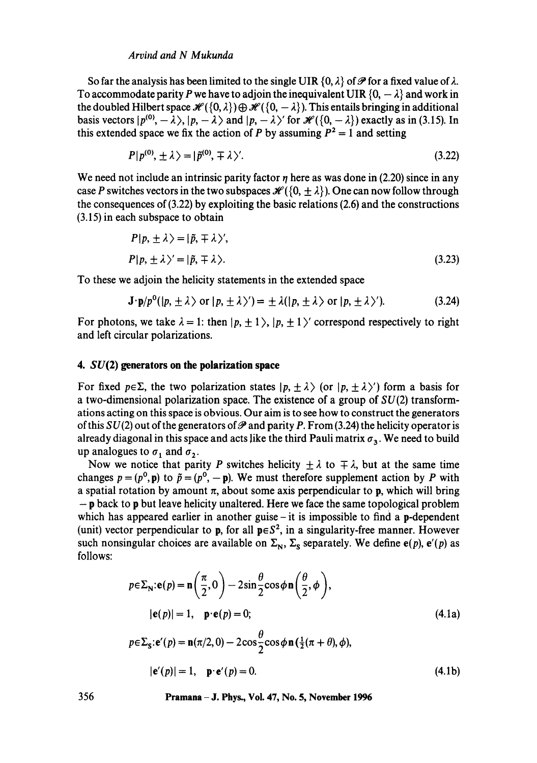So far the analysis has been limited to the single UIR $\{0, \lambda\}$ of $\mathscr{P}$ for a fixed value of $\lambda$. To accommodate parity $P$ we have to adjoin the inequivalent UIR $\{0, -\lambda\}$ and work in the doubled Hilbert space $\mathscr{H}(\{0,\lambda\}) \oplus \mathscr{H}(\{0,-\lambda\})$. This entails bringing in additional basis vectors $|p^{(0)}, -\lambda\rangle$, $|p, -\lambda\rangle$ and $|p, -\lambda\rangle'$ for $\mathscr{H}(\{0,-\lambda\})$ exactly as in (3.15). In this extended space we fix the action of $P$ by assuming $P^2 = 1$ and setting

$$P|p^{(0)}, \pm\lambda\rangle = |\tilde{p}^{(0)}, \mp\lambda\rangle'. \tag{3.22}$$

We need not include an intrinsic parity factor $\eta$ here as was done in (2.20) since in any case $P$ switches vectors in the two subspaces $\mathscr{H}(\{0, \pm\lambda\})$. One can now follow through the consequences of (3.22) by exploiting the basic relations (2.6) and the constructions (3.15) in each subspace to obtain

$$\begin{aligned} P|p, \pm\lambda\rangle &= |\tilde{p}, \mp\lambda\rangle', \\ P|p, \pm\lambda\rangle' &= |\tilde{p}, \mp\lambda\rangle. \end{aligned} \tag{3.23}$$

To these we adjoin the helicity statements in the extended space

$$\mathbf{J}\cdot\mathbf{p}/p^0(|p, \pm\lambda\rangle \text{ or } |p, \pm\lambda\rangle') = \pm\lambda(|p, \pm\lambda\rangle \text{ or } |p, \pm\lambda\rangle'). \tag{3.24}$$

For photons, we take $\lambda = 1$: then $|p, \pm 1\rangle$, $|p, \pm 1\rangle'$ correspond respectively to right and left circular polarizations.

## 4. $SU(2)$ generators on the polarization space

For fixed $p \in \Sigma$, the two polarization states $|p, \pm\lambda\rangle$ (or $|p, \pm\lambda\rangle'$) form a basis for a two-dimensional polarization space. The existence of a group of $SU(2)$ transformations acting on this space is obvious. Our aim is to see how to construct the generators of this $SU(2)$ out of the generators of $\mathscr{P}$ and parity $P$. From (3.24) the helicity operator is already diagonal in this space and acts like the third Pauli matrix $\sigma_3$. We need to build up analogues to $\sigma_1$ and $\sigma_2$.

Now we notice that parity $P$ switches helicity $\pm\lambda$ to $\mp\lambda$, but at the same time changes $p = (p^0, \mathbf{p})$ to $\tilde{p} = (p^0, -\mathbf{p})$. We must therefore supplement action by $P$ with a spatial rotation by amount $\pi$, about some axis perpendicular to $\mathbf{p}$, which will bring $-\mathbf{p}$ back to $\mathbf{p}$ but leave helicity unaltered. Here we face the same topological problem which has appeared earlier in another guise – it is impossible to find a $\mathbf{p}$-dependent (unit) vector perpendicular to $\mathbf{p}$, for all $\mathbf{p} \in S^2$, in a singularity-free manner. However such nonsingular choices are available on $\Sigma_N$, $\Sigma_S$ separately. We define $\mathbf{e}(p)$, $\mathbf{e}'(p)$ as follows:

$$\begin{aligned} p \in \Sigma_N : \mathbf{e}(p) &= \mathbf{n}\left(\frac{\pi}{2}, 0\right) - 2\sin\frac{\theta}{2}\cos\phi\, \mathbf{n}\left(\frac{\theta}{2}, \phi\right), \\ |\mathbf{e}(p)| &= 1, \quad \mathbf{p}\cdot\mathbf{e}(p) = 0; \end{aligned} \tag{4.1a}$$

$$\begin{aligned} p \in \Sigma_S : \mathbf{e}'(p) &= \mathbf{n}(\pi/2, 0) - 2\cos\frac{\theta}{2}\cos\phi\, \mathbf{n}\left(\tfrac{1}{2}(\pi + \theta), \phi\right), \\ |\mathbf{e}'(p)| &= 1, \quad \mathbf{p}\cdot\mathbf{e}'(p) = 0. \end{aligned} \tag{4.1b}$$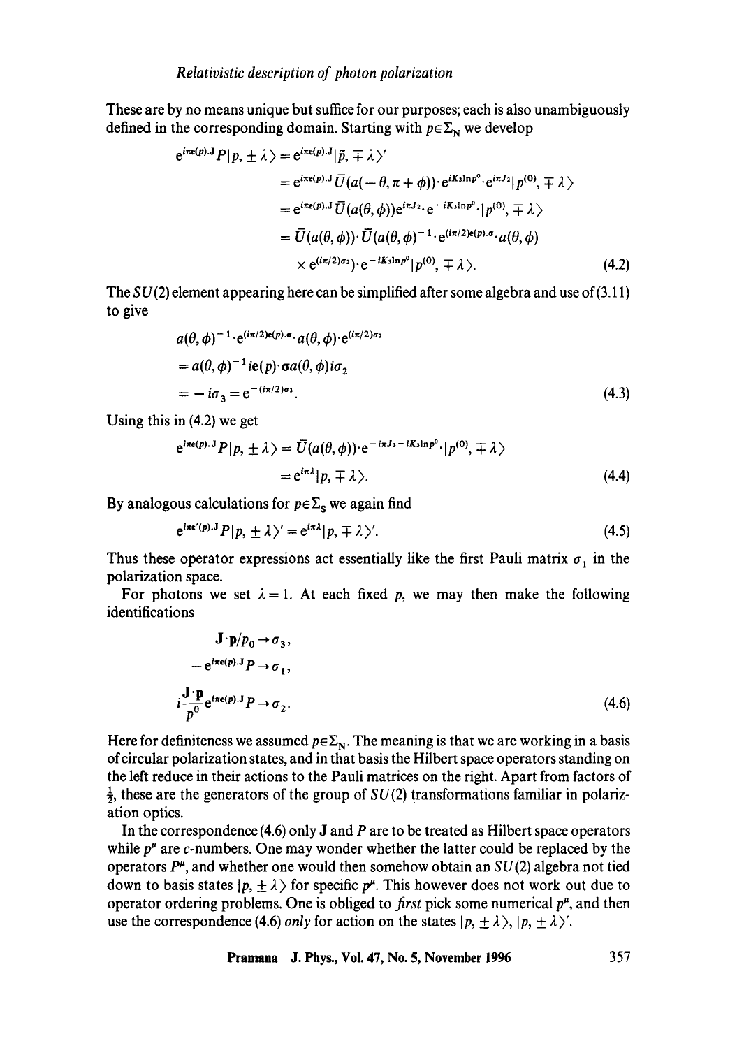These are by no means unique but suffice for our purposes; each is also unambiguously defined in the corresponding domain. Starting with $p \in \Sigma_N$ we develop

$$
\begin{aligned}
e^{i\pi \mathbf{e}(p)\cdot \mathbf{J}} P|p, \pm\lambda\rangle &= e^{i\pi \mathbf{e}(p)\cdot \mathbf{J}}|\tilde{p}, \mp\lambda\rangle' \\
&= e^{i\pi \mathbf{e}(p)\cdot \mathbf{J}}\,\bar{U}(a(-\theta, \pi+\phi))\cdot e^{iK_3 \ln p^0}\cdot e^{i\pi J_2}|p^{(0)}, \mp\lambda\rangle \\
&= e^{i\pi \mathbf{e}(p)\cdot \mathbf{J}}\,\bar{U}(a(\theta,\phi))e^{i\pi J_2}\cdot e^{-iK_3 \ln p^0}\cdot|p^{(0)}, \mp\lambda\rangle \\
&= \bar{U}(a(\theta,\phi))\cdot \bar{U}(a(\theta,\phi)^{-1}\cdot e^{(i\pi/2)\mathbf{e}(p)\cdot\boldsymbol{\sigma}}\cdot a(\theta,\phi) \\
&\quad\times e^{(i\pi/2)\sigma_2})\cdot e^{-iK_3 \ln p^0}|p^{(0)}, \mp\lambda\rangle.
\end{aligned}
\tag{4.2}
$$

The $SU(2)$ element appearing here can be simplified after some algebra and use of (3.11) to give

$$
\begin{aligned}
&a(\theta,\phi)^{-1}\cdot e^{(i\pi/2)\mathbf{e}(p)\cdot\boldsymbol{\sigma}}\cdot a(\theta,\phi)\cdot e^{(i\pi/2)\sigma_2} \\
&= a(\theta,\phi)^{-1}\, i\mathbf{e}(p)\cdot\boldsymbol{\sigma}\, a(\theta,\phi)\, i\sigma_2 \\
&= -i\sigma_3 = e^{-(i\pi/2)\sigma_3}.
\end{aligned}
\tag{4.3}
$$

Using this in (4.2) we get

$$
\begin{aligned}
e^{i\pi \mathbf{e}(p)\cdot \mathbf{J}} P|p, \pm\lambda\rangle &= \bar{U}(a(\theta,\phi))\cdot e^{-i\pi J_3 - iK_3 \ln p^0}\cdot|p^{(0)}, \mp\lambda\rangle \\
&= e^{i\pi\lambda}|p, \mp\lambda\rangle.
\end{aligned}
\tag{4.4}
$$

By analogous calculations for $p \in \Sigma_S$ we again find

$$
e^{i\pi \mathbf{e}'(p)\cdot \mathbf{J}} P|p, \pm\lambda\rangle' = e^{i\pi\lambda}|p, \mp\lambda\rangle'. \tag{4.5}
$$

Thus these operator expressions act essentially like the first Pauli matrix $\sigma_1$ in the polarization space.

For photons we set $\lambda = 1$. At each fixed $p$, we may then make the following identifications

$$
\begin{aligned}
&\mathbf{J}\cdot\mathbf{p}/p_0 \to \sigma_3, \\
&-e^{i\pi \mathbf{e}(p)\cdot \mathbf{J}} P \to \sigma_1, \\
&i\frac{\mathbf{J}\cdot\mathbf{p}}{p^0} e^{i\pi \mathbf{e}(p)\cdot \mathbf{J}} P \to \sigma_2.
\end{aligned}
\tag{4.6}
$$

Here for definiteness we assumed $p \in \Sigma_N$. The meaning is that we are working in a basis of circular polarization states, and in that basis the Hilbert space operators standing on the left reduce in their actions to the Pauli matrices on the right. Apart from factors of $\frac{1}{2}$, these are the generators of the group of $SU(2)$ transformations familiar in polarization optics.

In the correspondence (4.6) only $\mathbf{J}$ and $P$ are to be treated as Hilbert space operators while $p^\mu$ are $c$-numbers. One may wonder whether the latter could be replaced by the operators $P^\mu$, and whether one would then somehow obtain an $SU(2)$ algebra not tied down to basis states $|p, \pm\lambda\rangle$ for specific $p^\mu$. This however does not work out due to operator ordering problems. One is obliged to *first* pick some numerical $p^\mu$, and then use the correspondence (4.6) *only* for action on the states $|p, \pm\lambda\rangle$, $|p, \pm\lambda\rangle'$.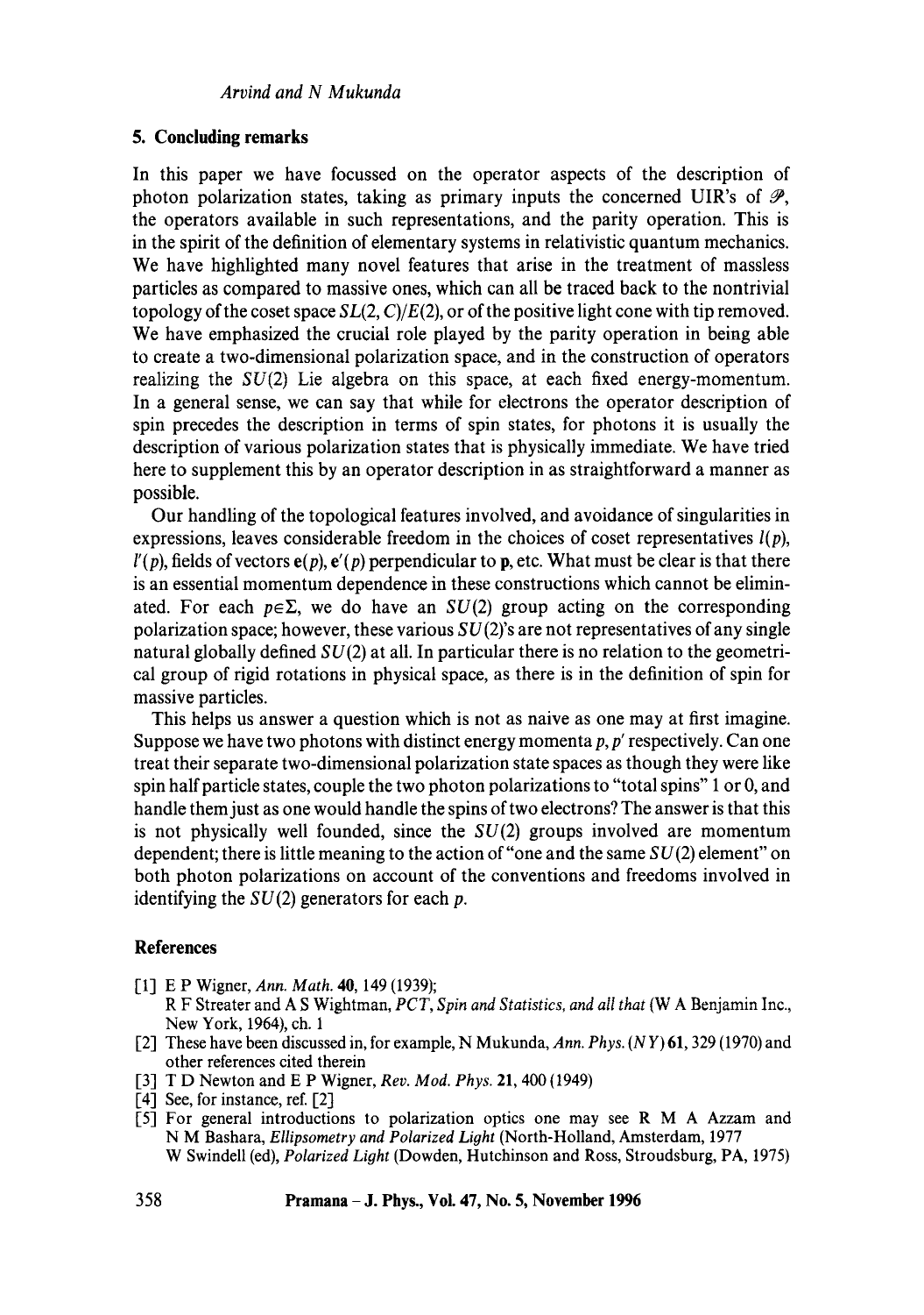## 5. Concluding remarks

In this paper we have focussed on the operator aspects of the description of photon polarization states, taking as primary inputs the concerned UIR's of $\mathscr{P}$, the operators available in such representations, and the parity operation. This is in the spirit of the definition of elementary systems in relativistic quantum mechanics. We have highlighted many novel features that arise in the treatment of massless particles as compared to massive ones, which can all be traced back to the nontrivial topology of the coset space $SL(2, C)/E(2)$, or of the positive light cone with tip removed. We have emphasized the crucial role played by the parity operation in being able to create a two-dimensional polarization space, and in the construction of operators realizing the $SU(2)$ Lie algebra on this space, at each fixed energy-momentum. In a general sense, we can say that while for electrons the operator description of spin precedes the description in terms of spin states, for photons it is usually the description of various polarization states that is physically immediate. We have tried here to supplement this by an operator description in as straightforward a manner as possible.

Our handling of the topological features involved, and avoidance of singularities in expressions, leaves considerable freedom in the choices of coset representatives $l(p)$, $l'(p)$, fields of vectors $\mathbf{e}(p)$, $\mathbf{e}'(p)$ perpendicular to $\mathbf{p}$, etc. What must be clear is that there is an essential momentum dependence in these constructions which cannot be eliminated. For each $p \in \Sigma$, we do have an $SU(2)$ group acting on the corresponding polarization space; however, these various $SU(2)$'s are not representatives of any single natural globally defined $SU(2)$ at all. In particular there is no relation to the geometrical group of rigid rotations in physical space, as there is in the definition of spin for massive particles.

This helps us answer a question which is not as naive as one may at first imagine. Suppose we have two photons with distinct energy momenta $p, p'$ respectively. Can one treat their separate two-dimensional polarization state spaces as though they were like spin half particle states, couple the two photon polarizations to "total spins" 1 or 0, and handle them just as one would handle the spins of two electrons? The answer is that this is not physically well founded, since the $SU(2)$ groups involved are momentum dependent; there is little meaning to the action of "one and the same $SU(2)$ element" on both photon polarizations on account of the conventions and freedoms involved in identifying the $SU(2)$ generators for each $p$.

## References

[1] E P Wigner, *Ann. Math.* **40**, 149 (1939);
R F Streater and A S Wightman, *PCT, Spin and Statistics, and all that* (W A Benjamin Inc., New York, 1964), ch. 1

[2] These have been discussed in, for example, N Mukunda, *Ann. Phys. (NY)* **61**, 329 (1970) and other references cited therein

[3] T D Newton and E P Wigner, *Rev. Mod. Phys.* **21**, 400 (1949)

[4] See, for instance, ref. [2]

[5] For general introductions to polarization optics one may see R M A Azzam and N M Bashara, *Ellipsometry and Polarized Light* (North-Holland, Amsterdam, 1977
W Swindell (ed), *Polarized Light* (Dowden, Hutchinson and Ross, Stroudsburg, PA, 1975)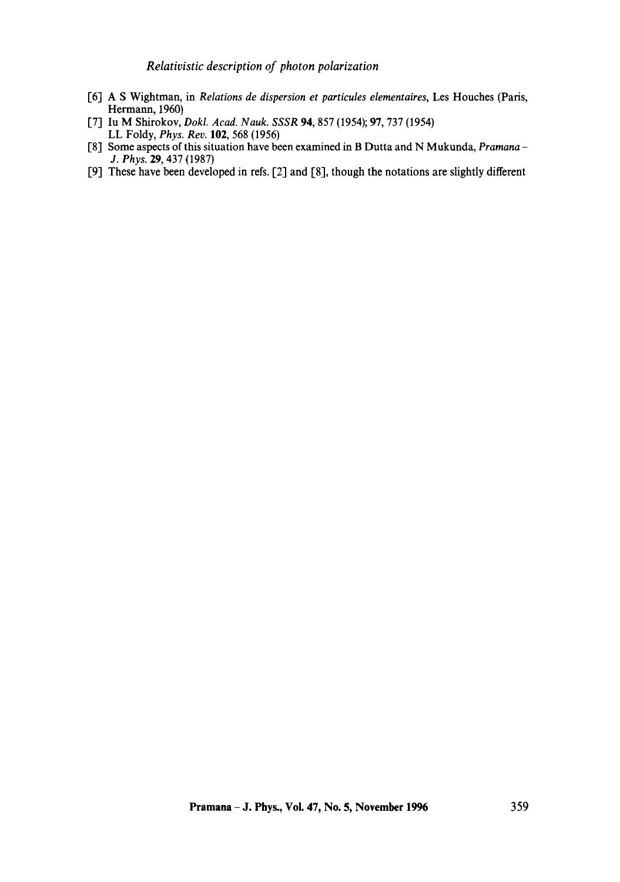[6] A S Wightman, in *Relations de dispersion et particules elementaires*, Les Houches (Paris, Hermann, 1960)

[7] Iu M Shirokov, *Dokl. Acad. Nauk. SSSR* **94**, 857 (1954); **97**, 737 (1954)
LL Foldy, *Phys. Rev.* **102**, 568 (1956)

[8] Some aspects of this situation have been examined in B Dutta and N Mukunda, *Pramana – J. Phys.* **29**, 437 (1987)

[9] These have been developed in refs. [2] and [8], though the notations are slightly different